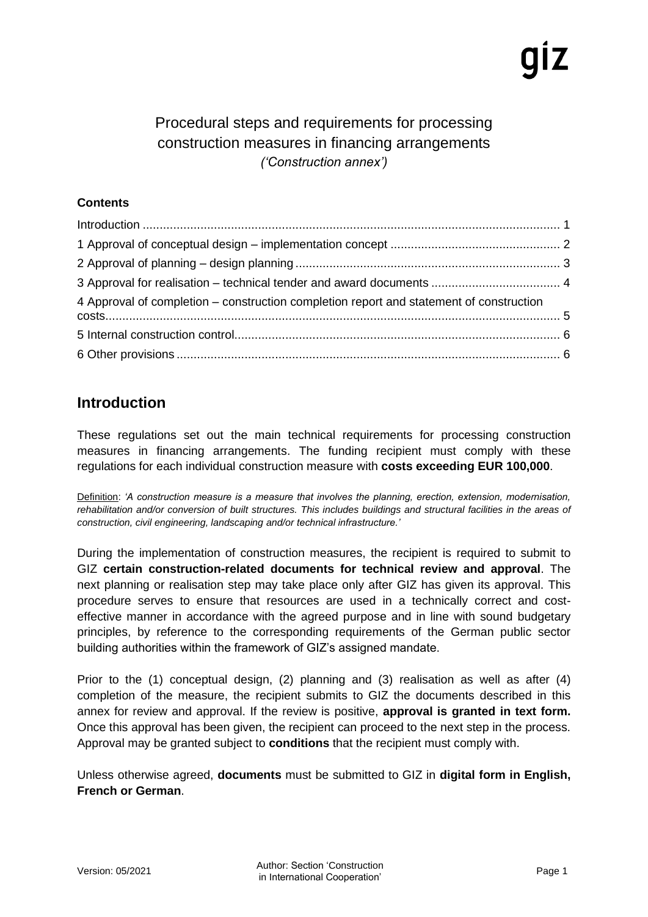# Procedural steps and requirements for processing construction measures in financing arrangements

*('Construction annex')*

**Contents**

Introduction ........................................................................................................................ 1
1 Approval of conceptual design – implementation concept .................................................. 2
2 Approval of planning – design planning .............................................................................. 3
3 Approval for realisation – technical tender and award documents ...................................... 4
4 Approval of completion – construction completion report and statement of construction costs........................................................................................................................................ 5
5 Internal construction control................................................................................................ 6
6 Other provisions ................................................................................................................. 6

## Introduction

These regulations set out the main technical requirements for processing construction measures in financing arrangements. The funding recipient must comply with these regulations for each individual construction measure with **costs exceeding EUR 100,000**.

Definition: *'A construction measure is a measure that involves the planning, erection, extension, modernisation, rehabilitation and/or conversion of built structures. This includes buildings and structural facilities in the areas of construction, civil engineering, landscaping and/or technical infrastructure.'*

During the implementation of construction measures, the recipient is required to submit to GIZ **certain construction-related documents for technical review and approval**. The next planning or realisation step may take place only after GIZ has given its approval. This procedure serves to ensure that resources are used in a technically correct and cost-effective manner in accordance with the agreed purpose and in line with sound budgetary principles, by reference to the corresponding requirements of the German public sector building authorities within the framework of GIZ's assigned mandate.

Prior to the (1) conceptual design, (2) planning and (3) realisation as well as after (4) completion of the measure, the recipient submits to GIZ the documents described in this annex for review and approval. If the review is positive, **approval is granted in text form.** Once this approval has been given, the recipient can proceed to the next step in the process. Approval may be granted subject to **conditions** that the recipient must comply with.

Unless otherwise agreed, **documents** must be submitted to GIZ in **digital form in English, French or German**.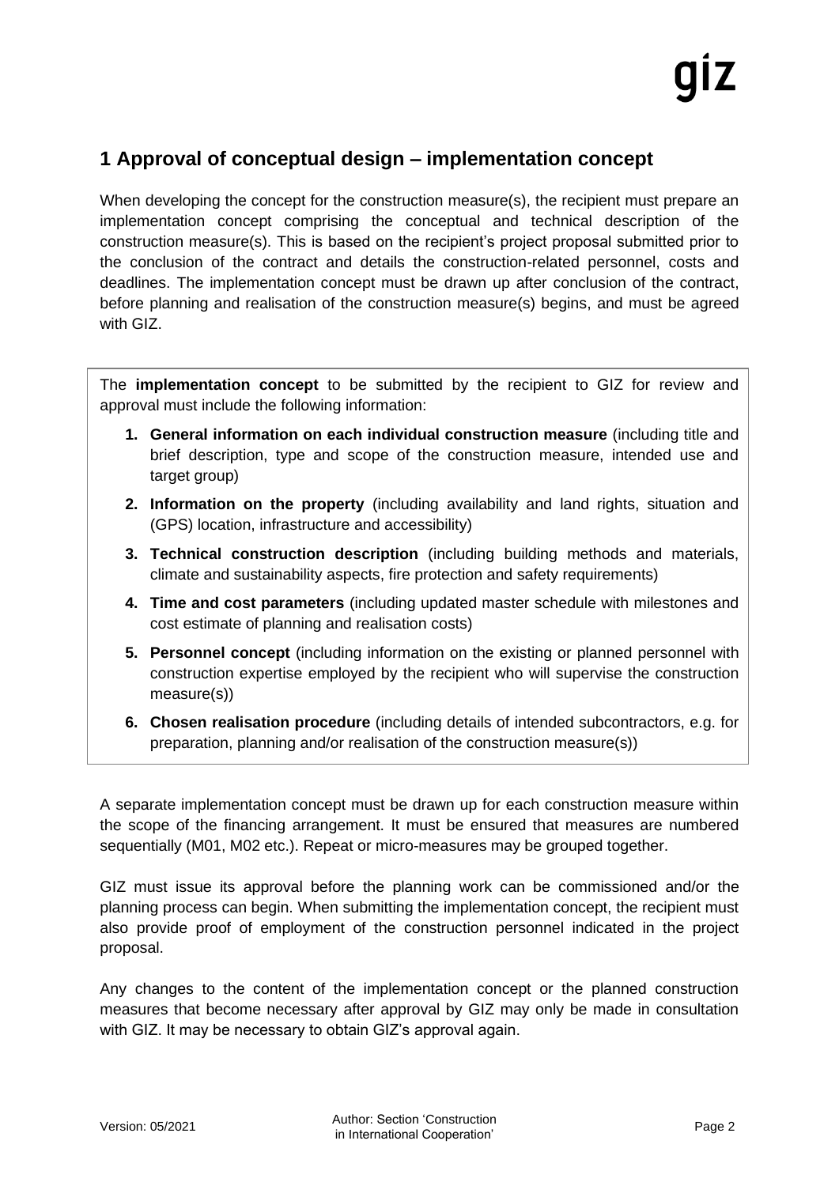## 1 Approval of conceptual design – implementation concept

When developing the concept for the construction measure(s), the recipient must prepare an implementation concept comprising the conceptual and technical description of the construction measure(s). This is based on the recipient's project proposal submitted prior to the conclusion of the contract and details the construction-related personnel, costs and deadlines. The implementation concept must be drawn up after conclusion of the contract, before planning and realisation of the construction measure(s) begins, and must be agreed with GIZ.

The **implementation concept** to be submitted by the recipient to GIZ for review and approval must include the following information:

1. **General information on each individual construction measure** (including title and brief description, type and scope of the construction measure, intended use and target group)
2. **Information on the property** (including availability and land rights, situation and (GPS) location, infrastructure and accessibility)
3. **Technical construction description** (including building methods and materials, climate and sustainability aspects, fire protection and safety requirements)
4. **Time and cost parameters** (including updated master schedule with milestones and cost estimate of planning and realisation costs)
5. **Personnel concept** (including information on the existing or planned personnel with construction expertise employed by the recipient who will supervise the construction measure(s))
6. **Chosen realisation procedure** (including details of intended subcontractors, e.g. for preparation, planning and/or realisation of the construction measure(s))

A separate implementation concept must be drawn up for each construction measure within the scope of the financing arrangement. It must be ensured that measures are numbered sequentially (M01, M02 etc.). Repeat or micro-measures may be grouped together.

GIZ must issue its approval before the planning work can be commissioned and/or the planning process can begin. When submitting the implementation concept, the recipient must also provide proof of employment of the construction personnel indicated in the project proposal.

Any changes to the content of the implementation concept or the planned construction measures that become necessary after approval by GIZ may only be made in consultation with GIZ. It may be necessary to obtain GIZ's approval again.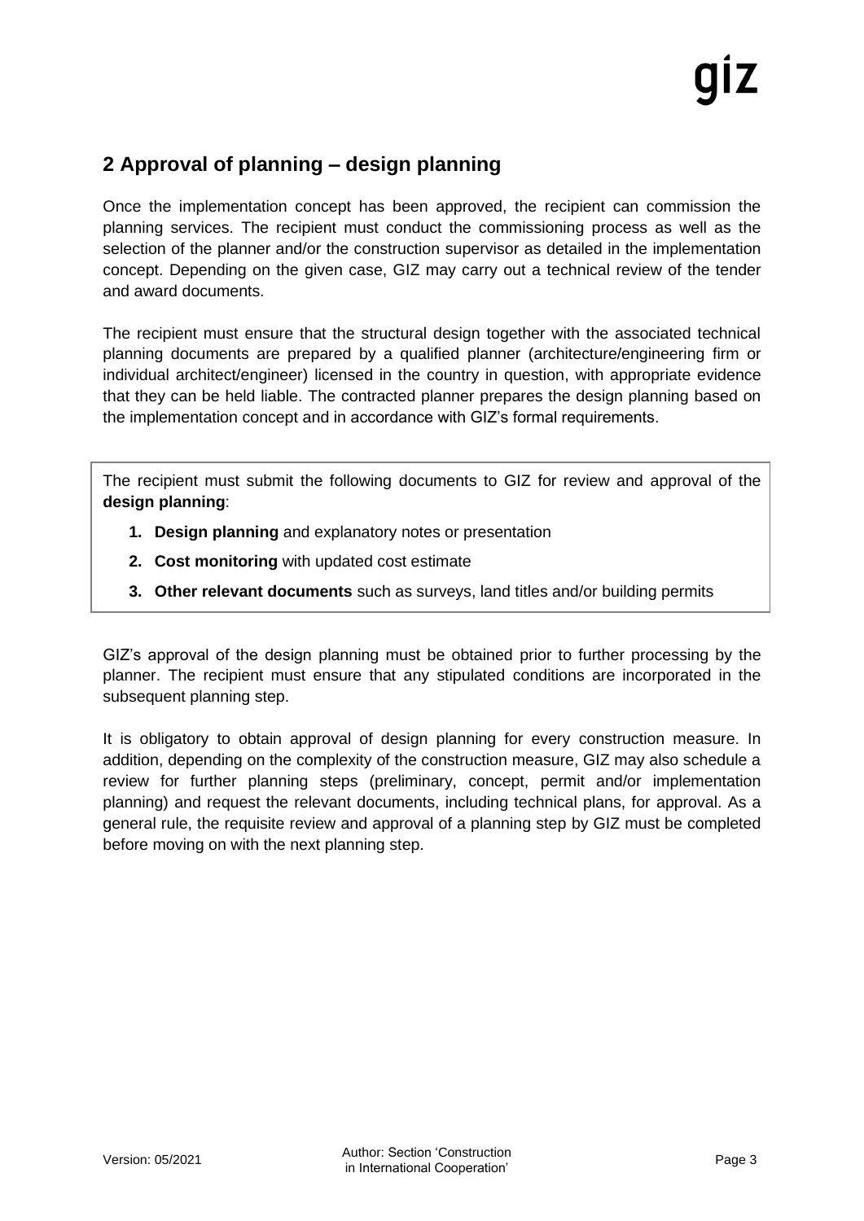## 2 Approval of planning – design planning

Once the implementation concept has been approved, the recipient can commission the planning services. The recipient must conduct the commissioning process as well as the selection of the planner and/or the construction supervisor as detailed in the implementation concept. Depending on the given case, GIZ may carry out a technical review of the tender and award documents.

The recipient must ensure that the structural design together with the associated technical planning documents are prepared by a qualified planner (architecture/engineering firm or individual architect/engineer) licensed in the country in question, with appropriate evidence that they can be held liable. The contracted planner prepares the design planning based on the implementation concept and in accordance with GIZ's formal requirements.

The recipient must submit the following documents to GIZ for review and approval of the **design planning**:

1. **Design planning** and explanatory notes or presentation
2. **Cost monitoring** with updated cost estimate
3. **Other relevant documents** such as surveys, land titles and/or building permits

GIZ's approval of the design planning must be obtained prior to further processing by the planner. The recipient must ensure that any stipulated conditions are incorporated in the subsequent planning step.

It is obligatory to obtain approval of design planning for every construction measure. In addition, depending on the complexity of the construction measure, GIZ may also schedule a review for further planning steps (preliminary, concept, permit and/or implementation planning) and request the relevant documents, including technical plans, for approval. As a general rule, the requisite review and approval of a planning step by GIZ must be completed before moving on with the next planning step.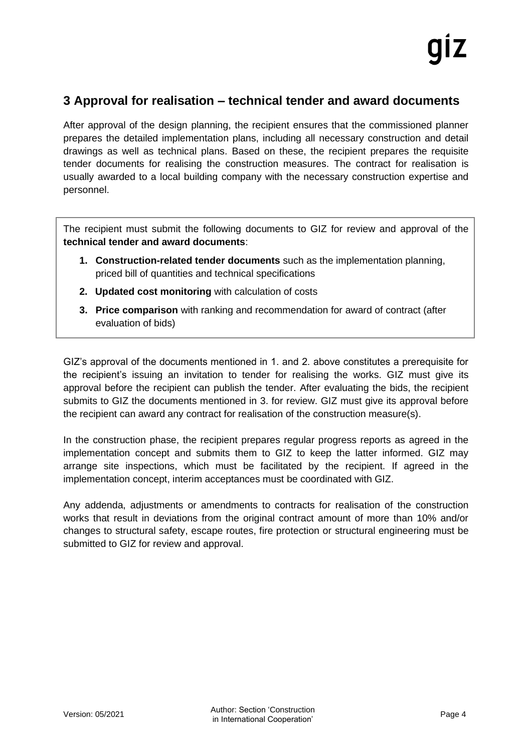## 3 Approval for realisation – technical tender and award documents

After approval of the design planning, the recipient ensures that the commissioned planner prepares the detailed implementation plans, including all necessary construction and detail drawings as well as technical plans. Based on these, the recipient prepares the requisite tender documents for realising the construction measures. The contract for realisation is usually awarded to a local building company with the necessary construction expertise and personnel.

The recipient must submit the following documents to GIZ for review and approval of the **technical tender and award documents**:

1. **Construction-related tender documents** such as the implementation planning, priced bill of quantities and technical specifications
2. **Updated cost monitoring** with calculation of costs
3. **Price comparison** with ranking and recommendation for award of contract (after evaluation of bids)

GIZ's approval of the documents mentioned in 1. and 2. above constitutes a prerequisite for the recipient's issuing an invitation to tender for realising the works. GIZ must give its approval before the recipient can publish the tender. After evaluating the bids, the recipient submits to GIZ the documents mentioned in 3. for review. GIZ must give its approval before the recipient can award any contract for realisation of the construction measure(s).

In the construction phase, the recipient prepares regular progress reports as agreed in the implementation concept and submits them to GIZ to keep the latter informed. GIZ may arrange site inspections, which must be facilitated by the recipient. If agreed in the implementation concept, interim acceptances must be coordinated with GIZ.

Any addenda, adjustments or amendments to contracts for realisation of the construction works that result in deviations from the original contract amount of more than 10% and/or changes to structural safety, escape routes, fire protection or structural engineering must be submitted to GIZ for review and approval.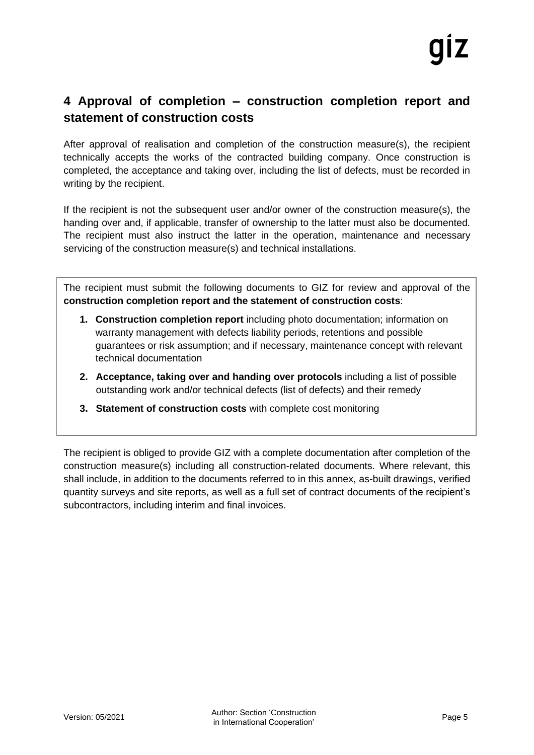## 4 Approval of completion – construction completion report and statement of construction costs

After approval of realisation and completion of the construction measure(s), the recipient technically accepts the works of the contracted building company. Once construction is completed, the acceptance and taking over, including the list of defects, must be recorded in writing by the recipient.

If the recipient is not the subsequent user and/or owner of the construction measure(s), the handing over and, if applicable, transfer of ownership to the latter must also be documented. The recipient must also instruct the latter in the operation, maintenance and necessary servicing of the construction measure(s) and technical installations.

The recipient must submit the following documents to GIZ for review and approval of the **construction completion report and the statement of construction costs**:

1. **Construction completion report** including photo documentation; information on warranty management with defects liability periods, retentions and possible guarantees or risk assumption; and if necessary, maintenance concept with relevant technical documentation
2. **Acceptance, taking over and handing over protocols** including a list of possible outstanding work and/or technical defects (list of defects) and their remedy
3. **Statement of construction costs** with complete cost monitoring

The recipient is obliged to provide GIZ with a complete documentation after completion of the construction measure(s) including all construction-related documents. Where relevant, this shall include, in addition to the documents referred to in this annex, as-built drawings, verified quantity surveys and site reports, as well as a full set of contract documents of the recipient's subcontractors, including interim and final invoices.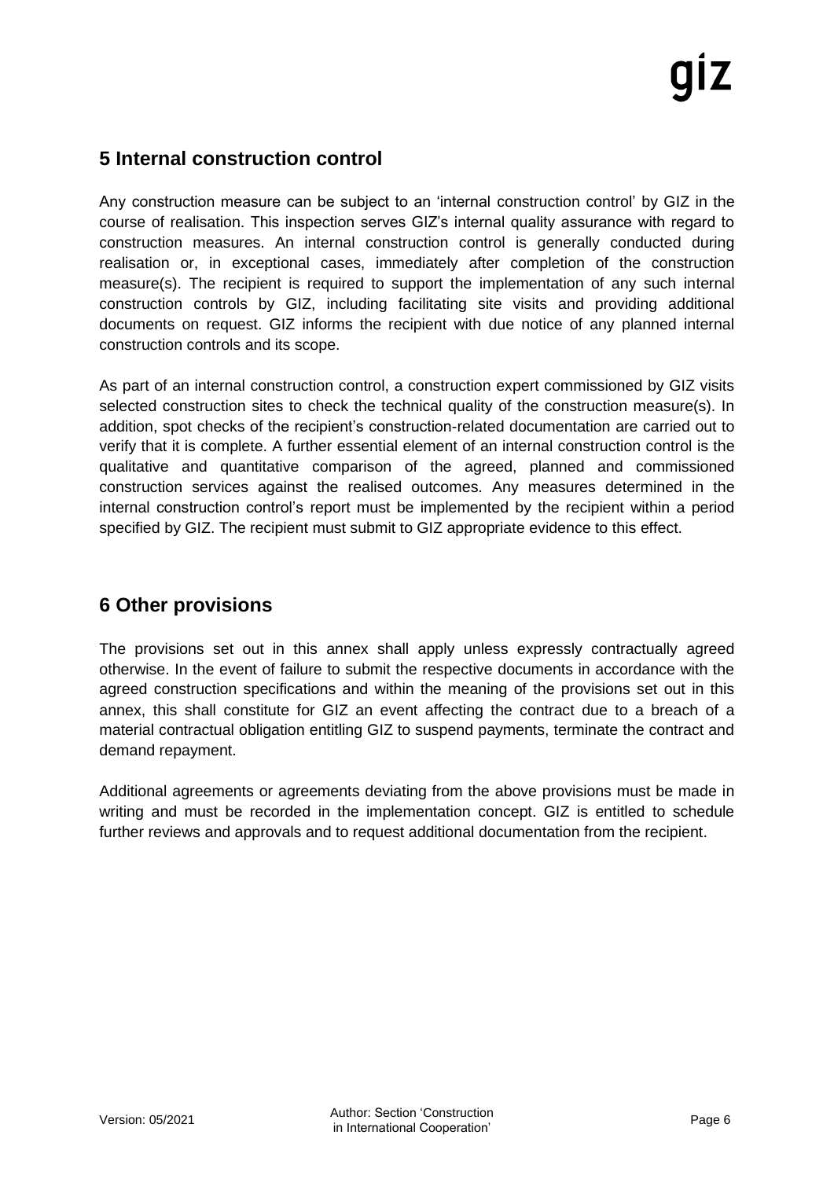## 5 Internal construction control

Any construction measure can be subject to an 'internal construction control' by GIZ in the course of realisation. This inspection serves GIZ's internal quality assurance with regard to construction measures. An internal construction control is generally conducted during realisation or, in exceptional cases, immediately after completion of the construction measure(s). The recipient is required to support the implementation of any such internal construction controls by GIZ, including facilitating site visits and providing additional documents on request. GIZ informs the recipient with due notice of any planned internal construction controls and its scope.

As part of an internal construction control, a construction expert commissioned by GIZ visits selected construction sites to check the technical quality of the construction measure(s). In addition, spot checks of the recipient's construction-related documentation are carried out to verify that it is complete. A further essential element of an internal construction control is the qualitative and quantitative comparison of the agreed, planned and commissioned construction services against the realised outcomes. Any measures determined in the internal construction control's report must be implemented by the recipient within a period specified by GIZ. The recipient must submit to GIZ appropriate evidence to this effect.

## 6 Other provisions

The provisions set out in this annex shall apply unless expressly contractually agreed otherwise. In the event of failure to submit the respective documents in accordance with the agreed construction specifications and within the meaning of the provisions set out in this annex, this shall constitute for GIZ an event affecting the contract due to a breach of a material contractual obligation entitling GIZ to suspend payments, terminate the contract and demand repayment.

Additional agreements or agreements deviating from the above provisions must be made in writing and must be recorded in the implementation concept. GIZ is entitled to schedule further reviews and approvals and to request additional documentation from the recipient.